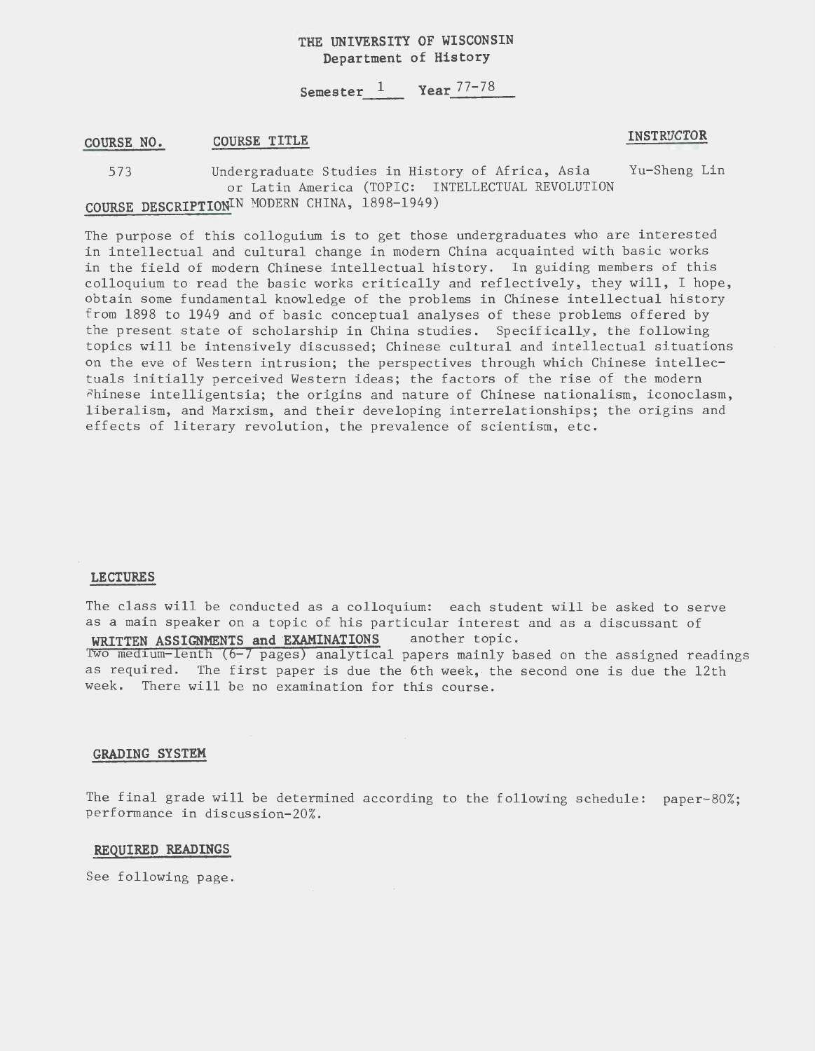# THE UNIVERSITY OF WISCONSIN
## Department of History

Semester 1 Year 77-78

| COURSE NO. | COURSE TITLE | INSTRUCTOR |
| --- | --- | --- |
| 573 | Undergraduate Studies in History of Africa, Asia or Latin America (TOPIC: INTELLECTUAL REVOLUTION IN MODERN CHINA, 1898-1949) | Yu-Sheng Lin |

## COURSE DESCRIPTION

The purpose of this colloquium is to get those undergraduates who are interested in intellectual and cultural change in modern China acquainted with basic works in the field of modern Chinese intellectual history. In guiding members of this colloquium to read the basic works critically and reflectively, they will, I hope, obtain some fundamental knowledge of the problems in Chinese intellectual history from 1898 to 1949 and of basic conceptual analyses of these problems offered by the present state of scholarship in China studies. Specifically, the following topics will be intensively discussed; Chinese cultural and intellectual situations on the eve of Western intrusion; the perspectives through which Chinese intellectuals initially perceived Western ideas; the factors of the rise of the modern Chinese intelligentsia; the origins and nature of Chinese nationalism, iconoclasm, liberalism, and Marxism, and their developing interrelationships; the origins and effects of literary revolution, the prevalence of scientism, etc.

## LECTURES

The class will be conducted as a colloquium: each student will be asked to serve as a main speaker on a topic of his particular interest and as a discussant of another topic.

## WRITTEN ASSIGNMENTS and EXAMINATIONS

Two medium-lenth (6-7 pages) analytical papers mainly based on the assigned readings as required. The first paper is due the 6th week, the second one is due the 12th week. There will be no examination for this course.

## GRADING SYSTEM

The final grade will be determined according to the following schedule: paper-80%; performance in discussion-20%.

## REQUIRED READINGS

See following page.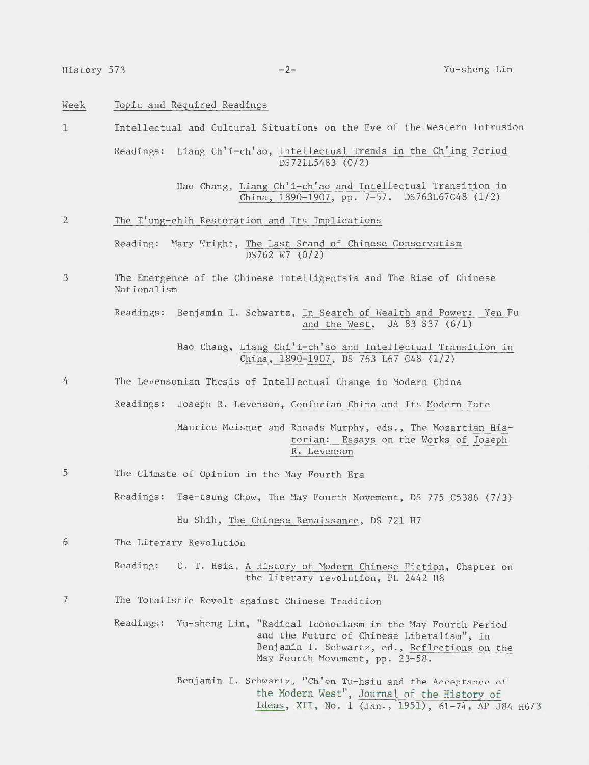| Week | Topic and Required Readings |
|---|---|
| 1 | Intellectual and Cultural Situations on the Eve of the Western Intrusion |
| | Readings: Liang Ch'i-ch'ao, Intellectual Trends in the Ch'ing Period DS721L5483 (0/2) |
| | Hao Chang, Liang Ch'i-ch'ao and Intellectual Transition in China, 1890-1907, pp. 7-57. DS763L67C48 (1/2) |
| 2 | The T'ung-chih Restoration and Its Implications |
| | Reading: Mary Wright, The Last Stand of Chinese Conservatism DS762 W7 (0/2) |
| 3 | The Emergence of the Chinese Intelligentsia and The Rise of Chinese Nationalism |
| | Readings: Benjamin I. Schwartz, In Search of Wealth and Power: Yen Fu and the West, JA 83 S37 (6/1) |
| | Hao Chang, Liang Chi'i-ch'ao and Intellectual Transition in China, 1890-1907, DS 763 L67 C48 (1/2) |
| 4 | The Levensonian Thesis of Intellectual Change in Modern China |
| | Readings: Joseph R. Levenson, Confucian China and Its Modern Fate |
| | Maurice Meisner and Rhoads Murphy, eds., The Mozartian Historian: Essays on the Works of Joseph R. Levenson |
| 5 | The Climate of Opinion in the May Fourth Era |
| | Readings: Tse-tsung Chow, The May Fourth Movement, DS 775 C5386 (7/3) |
| | Hu Shih, The Chinese Renaissance, DS 721 H7 |
| 6 | The Literary Revolution |
| | Reading: C. T. Hsia, A History of Modern Chinese Fiction, Chapter on the literary revolution, PL 2442 H8 |
| 7 | The Totalistic Revolt against Chinese Tradition |
| | Readings: Yu-sheng Lin, "Radical Iconoclasm in the May Fourth Period and the Future of Chinese Liberalism", in Benjamin I. Schwartz, ed., Reflections on the May Fourth Movement, pp. 23-58. |
| | Benjamin I. Schwartz, "Ch'en Tu-hsiu and the Acceptance of the Modern West", Journal of the History of Ideas, XII, No. 1 (Jan., 1951), 61-74, AP J84 H6/3 |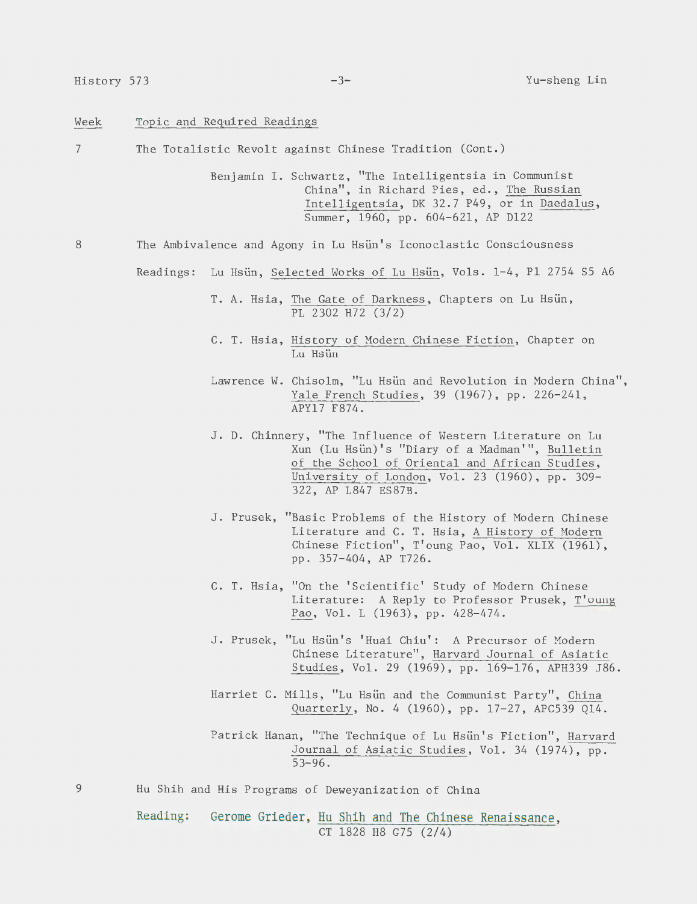Week | Topic and Required Readings

**7** The Totalistic Revolt against Chinese Tradition (Cont.)

Benjamin I. Schwartz, "The Intelligentsia in Communist China", in Richard Pies, ed., The Russian Intelligentsia, DK 32.7 P49, or in Daedalus, Summer, 1960, pp. 604-621, AP D122

**8** The Ambivalence and Agony in Lu Hsün's Iconoclastic Consciousness

Readings: Lu Hsün, Selected Works of Lu Hsün, Vols. 1-4, Pl 2754 S5 A6

T. A. Hsia, The Gate of Darkness, Chapters on Lu Hsün, PL 2302 H72 (3/2)

C. T. Hsia, History of Modern Chinese Fiction, Chapter on Lu Hsün

Lawrence W. Chisolm, "Lu Hsün and Revolution in Modern China", Yale French Studies, 39 (1967), pp. 226-241, APY17 F874.

J. D. Chinnery, "The Influence of Western Literature on Lu Xun (Lu Hsün)'s "Diary of a Madman'", Bulletin of the School of Oriental and African Studies, University of London, Vol. 23 (1960), pp. 309-322, AP L847 ES87B.

J. Prusek, "Basic Problems of the History of Modern Chinese Literature and C. T. Hsia, A History of Modern Chinese Fiction", T'oung Pao, Vol. XLIX (1961), pp. 357-404, AP T726.

C. T. Hsia, "On the 'Scientific' Study of Modern Chinese Literature: A Reply to Professor Prusek, T'oung Pao, Vol. L (1963), pp. 428-474.

J. Prusek, "Lu Hsün's 'Huai Chiu': A Precursor of Modern Chinese Literature", Harvard Journal of Asiatic Studies, Vol. 29 (1969), pp. 169-176, APH339 J86.

Harriet C. Mills, "Lu Hsün and the Communist Party", China Quarterly, No. 4 (1960), pp. 17-27, APC539 Q14.

Patrick Hanan, "The Technique of Lu Hsün's Fiction", Harvard Journal of Asiatic Studies, Vol. 34 (1974), pp. 53-96.

**9** Hu Shih and His Programs of Deweyanization of China

Reading: Gerome Grieder, Hu Shih and The Chinese Renaissance, CT 1828 H8 G75 (2/4)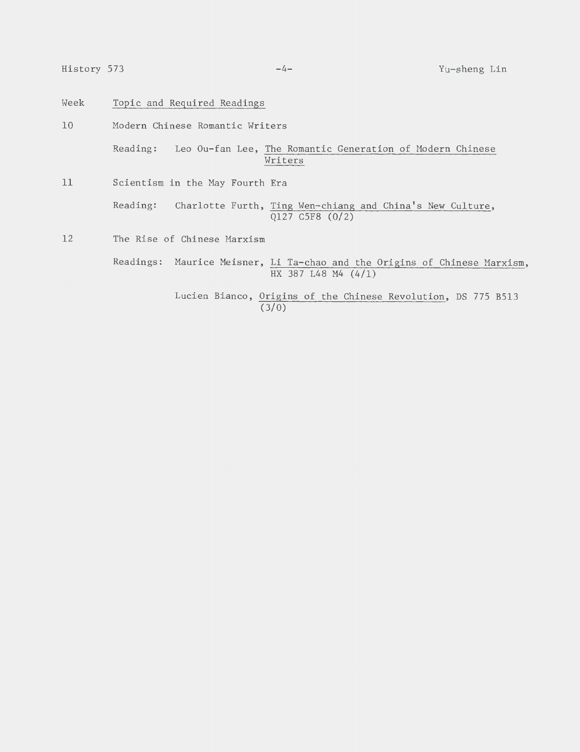| Week | Topic and Required Readings |
|---|---|
| 10 | Modern Chinese Romantic Writers |
| | Reading: Leo Ou-fan Lee, The Romantic Generation of Modern Chinese Writers |
| 11 | Scientism in the May Fourth Era |
| | Reading: Charlotte Furth, Ting Wen-chiang and China's New Culture, Q127 C5F8 (0/2) |
| 12 | The Rise of Chinese Marxism |
| | Readings: Maurice Meisner, Li Ta-chao and the Origins of Chinese Marxism, HX 387 L48 M4 (4/1) |
| | Lucien Bianco, Origins of the Chinese Revolution, DS 775 B513 (3/0) |